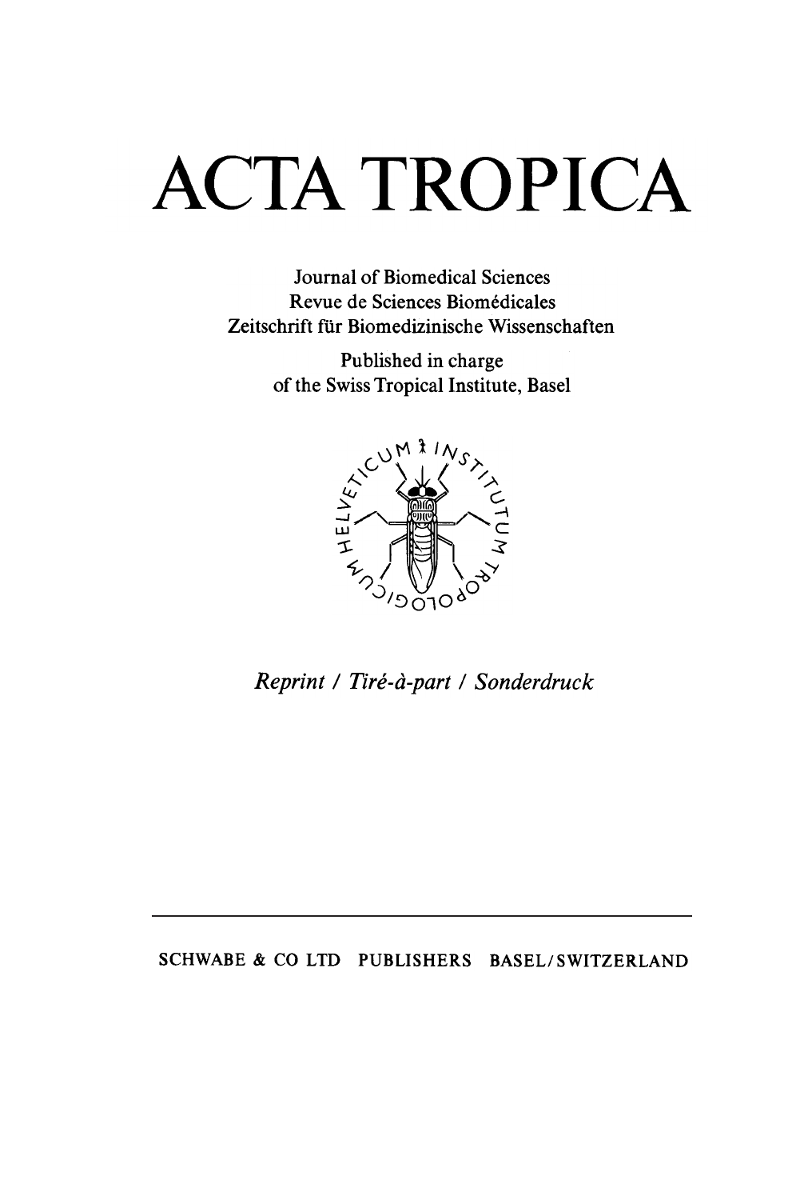# ACTA TROPICA

Journal of Biomedical Sciences
Revue de Sciences Biomédicales
Zeitschrift für Biomedizinische Wissenschaften

Published in charge
of the Swiss Tropical Institute, Basel

*Reprint / Tiré-à-part / Sonderdruck*

---

SCHWABE & CO LTD PUBLISHERS BASEL/SWITZERLAND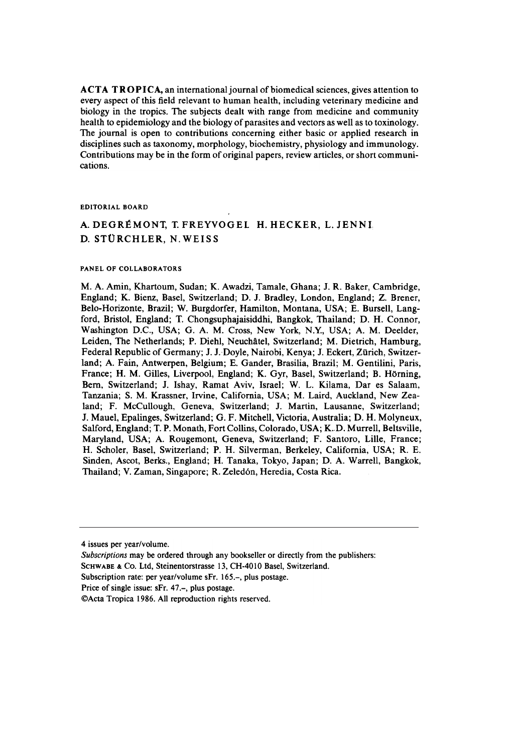**ACTA TROPICA**, an international journal of biomedical sciences, gives attention to every aspect of this field relevant to human health, including veterinary medicine and biology in the tropics. The subjects dealt with range from medicine and community health to epidemiology and the biology of parasites and vectors as well as to toxinology. The journal is open to contributions concerning either basic or applied research in disciplines such as taxonomy, morphology, biochemistry, physiology and immunology. Contributions may be in the form of original papers, review articles, or short communications.

## EDITORIAL BOARD

A. DEGRÉMONT, T. FREYVOGEL, H. HECKER, L. JENNI, D. STÜRCHLER, N. WEISS

## PANEL OF COLLABORATORS

M. A. Amin, Khartoum, Sudan; K. Awadzi, Tamale, Ghana; J. R. Baker, Cambridge, England; K. Bienz, Basel, Switzerland; D. J. Bradley, London, England; Z. Brener, Belo-Horizonte, Brazil; W. Burgdorfer, Hamilton, Montana, USA; E. Bursell, Langford, Bristol, England; T. Chongsuphajaisiddhi, Bangkok, Thailand; D. H. Connor, Washington D.C., USA; G. A. M. Cross, New York, N.Y., USA; A. M. Deelder, Leiden, The Netherlands; P. Diehl, Neuchâtel, Switzerland; M. Dietrich, Hamburg, Federal Republic of Germany; J. J. Doyle, Nairobi, Kenya; J. Eckert, Zürich, Switzerland; A. Fain, Antwerpen, Belgium; E. Gander, Brasilia, Brazil; M. Gentilini, Paris, France; H. M. Gilles, Liverpool, England; K. Gyr, Basel, Switzerland; B. Hörning, Bern, Switzerland; J. Ishay, Ramat Aviv, Israel; W. L. Kilama, Dar es Salaam, Tanzania; S. M. Krassner, Irvine, California, USA; M. Laird, Auckland, New Zealand; F. McCullough, Geneva, Switzerland; J. Martin, Lausanne, Switzerland; J. Mauel, Epalinges, Switzerland; G. F. Mitchell, Victoria, Australia; D. H. Molyneux, Salford, England; T. P. Monath, Fort Collins, Colorado, USA; K. D. Murrell, Beltsville, Maryland, USA; A. Rougemont, Geneva, Switzerland; F. Santoro, Lille, France; H. Scholer, Basel, Switzerland; P. H. Silverman, Berkeley, California, USA; R. E. Sinden, Ascot, Berks., England; H. Tanaka, Tokyo, Japan; D. A. Warrell, Bangkok, Thailand; V. Zaman, Singapore; R. Zeledón, Heredia, Costa Rica.

---

4 issues per year/volume.

*Subscriptions* may be ordered through any bookseller or directly from the publishers:

SCHWABE & Co. Ltd, Steinentorstrasse 13, CH-4010 Basel, Switzerland.

Subscription rate: per year/volume sFr. 165.–, plus postage.

Price of single issue: sFr. 47.–, plus postage.

©Acta Tropica 1986. All reproduction rights reserved.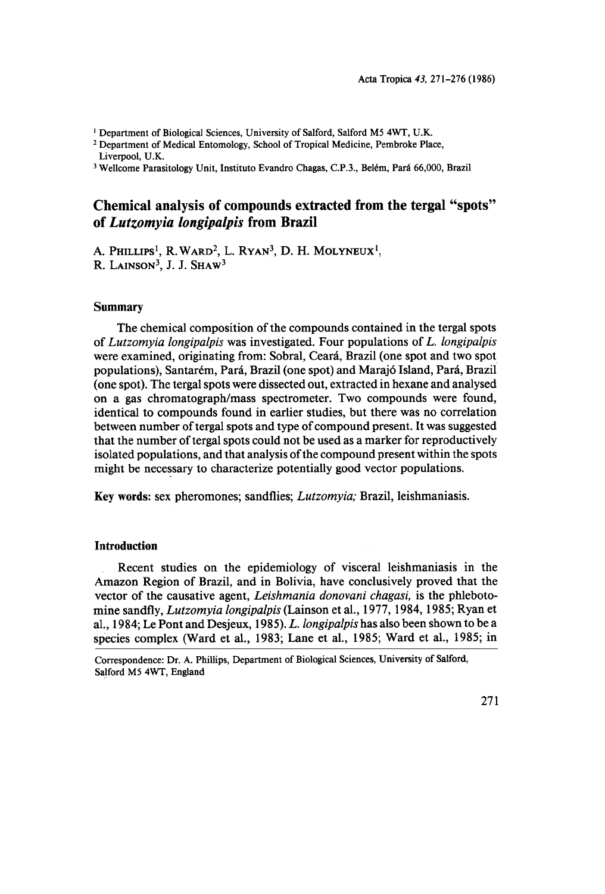[1] Department of Biological Sciences, University of Salford, Salford M5 4WT, U.K.
[2] Department of Medical Entomology, School of Tropical Medicine, Pembroke Place, Liverpool, U.K.
[3] Wellcome Parasitology Unit, Instituto Evandro Chagas, C.P.3., Belém, Pará 66,000, Brazil

# Chemical analysis of compounds extracted from the tergal "spots" of *Lutzomyia longipalpis* from Brazil

A. Phillips[1], R. Ward[2], L. Ryan[3], D. H. Molyneux[1], R. Lainson[3], J. J. Shaw[3]

## Summary

The chemical composition of the compounds contained in the tergal spots of *Lutzomyia longipalpis* was investigated. Four populations of *L. longipalpis* were examined, originating from: Sobral, Ceará, Brazil (one spot and two spot populations), Santarém, Pará, Brazil (one spot) and Marajó Island, Pará, Brazil (one spot). The tergal spots were dissected out, extracted in hexane and analysed on a gas chromatograph/mass spectrometer. Two compounds were found, identical to compounds found in earlier studies, but there was no correlation between number of tergal spots and type of compound present. It was suggested that the number of tergal spots could not be used as a marker for reproductively isolated populations, and that analysis of the compound present within the spots might be necessary to characterize potentially good vector populations.

**Key words:** sex pheromones; sandflies; *Lutzomyia;* Brazil, leishmaniasis.

## Introduction

Recent studies on the epidemiology of visceral leishmaniasis in the Amazon Region of Brazil, and in Bolivia, have conclusively proved that the vector of the causative agent, *Leishmania donovani chagasi,* is the phlebotomine sandfly, *Lutzomyia longipalpis* (Lainson et al., 1977, 1984, 1985; Ryan et al., 1984; Le Pont and Desjeux, 1985). *L. longipalpis* has also been shown to be a species complex (Ward et al., 1983; Lane et al., 1985; Ward et al., 1985; in

Correspondence: Dr. A. Phillips, Department of Biological Sciences, University of Salford, Salford M5 4WT, England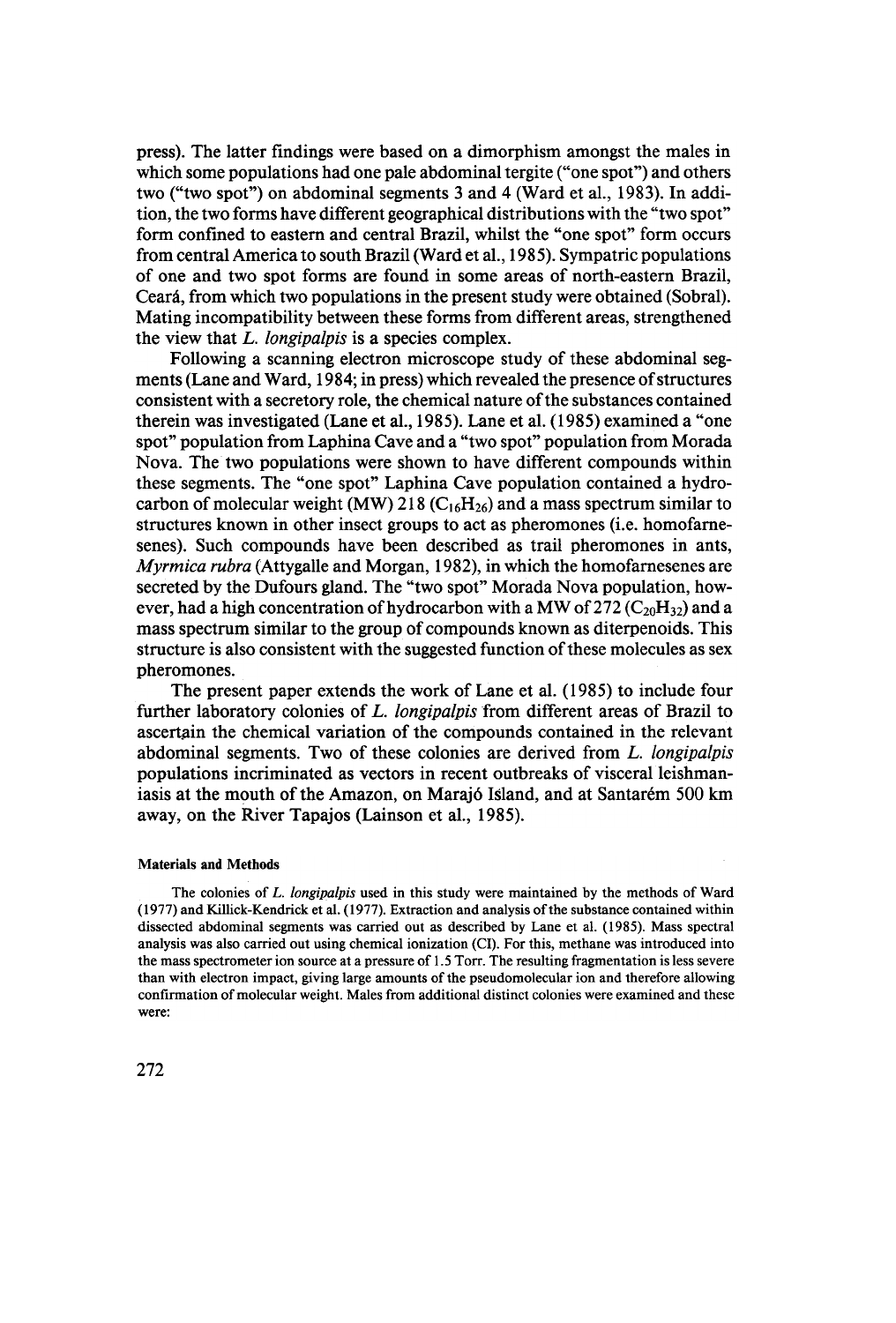press). The latter findings were based on a dimorphism amongst the males in which some populations had one pale abdominal tergite ("one spot") and others two ("two spot") on abdominal segments 3 and 4 (Ward et al., 1983). In addition, the two forms have different geographical distributions with the "two spot" form confined to eastern and central Brazil, whilst the "one spot" form occurs from central America to south Brazil (Ward et al., 1985). Sympatric populations of one and two spot forms are found in some areas of north-eastern Brazil, Ceará, from which two populations in the present study were obtained (Sobral). Mating incompatibility between these forms from different areas, strengthened the view that *L. longipalpis* is a species complex.

Following a scanning electron microscope study of these abdominal segments (Lane and Ward, 1984; in press) which revealed the presence of structures consistent with a secretory role, the chemical nature of the substances contained therein was investigated (Lane et al., 1985). Lane et al. (1985) examined a "one spot" population from Laphina Cave and a "two spot" population from Morada Nova. The two populations were shown to have different compounds within these segments. The "one spot" Laphina Cave population contained a hydrocarbon of molecular weight (MW) 218 ($C_{16}H_{26}$) and a mass spectrum similar to structures known in other insect groups to act as pheromones (i.e. homofarnesenes). Such compounds have been described as trail pheromones in ants, *Myrmica rubra* (Attygalle and Morgan, 1982), in which the homofarnesenes are secreted by the Dufours gland. The "two spot" Morada Nova population, however, had a high concentration of hydrocarbon with a MW of 272 ($C_{20}H_{32}$) and a mass spectrum similar to the group of compounds known as diterpenoids. This structure is also consistent with the suggested function of these molecules as sex pheromones.

The present paper extends the work of Lane et al. (1985) to include four further laboratory colonies of *L. longipalpis* from different areas of Brazil to ascertain the chemical variation of the compounds contained in the relevant abdominal segments. Two of these colonies are derived from *L. longipalpis* populations incriminated as vectors in recent outbreaks of visceral leishmaniasis at the mouth of the Amazon, on Marajó Island, and at Santarém 500 km away, on the River Tapajos (Lainson et al., 1985).

#### Materials and Methods

The colonies of *L. longipalpis* used in this study were maintained by the methods of Ward (1977) and Killick-Kendrick et al. (1977). Extraction and analysis of the substance contained within dissected abdominal segments was carried out as described by Lane et al. (1985). Mass spectral analysis was also carried out using chemical ionization (CI). For this, methane was introduced into the mass spectrometer ion source at a pressure of 1.5 Torr. The resulting fragmentation is less severe than with electron impact, giving large amounts of the pseudomolecular ion and therefore allowing confirmation of molecular weight. Males from additional distinct colonies were examined and these were: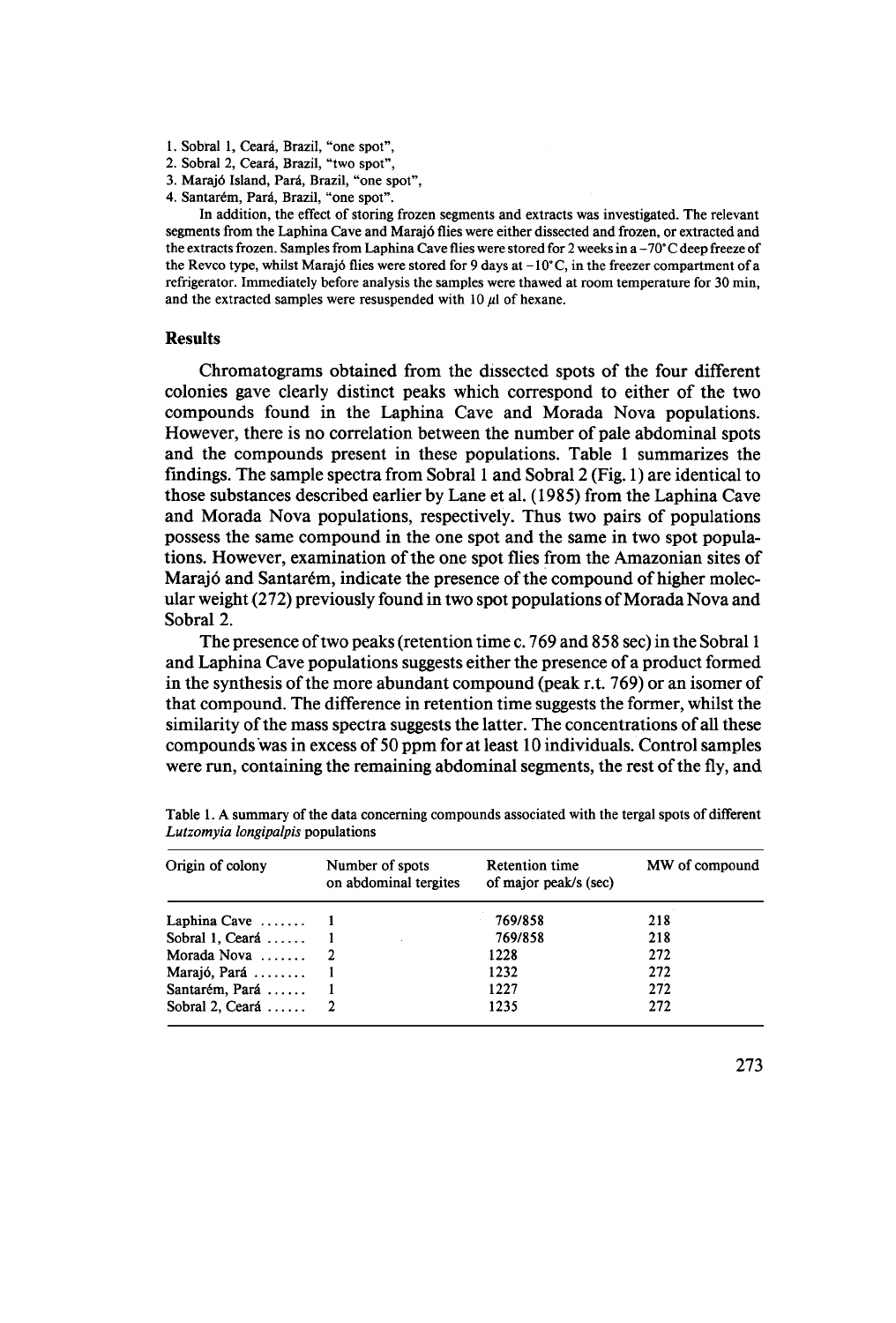1. Sobral 1, Ceará, Brazil, "one spot",
2. Sobral 2, Ceará, Brazil, "two spot",
3. Marajó Island, Pará, Brazil, "one spot",
4. Santarém, Pará, Brazil, "one spot".

In addition, the effect of storing frozen segments and extracts was investigated. The relevant segments from the Laphina Cave and Marajó flies were either dissected and frozen, or extracted and the extracts frozen. Samples from Laphina Cave flies were stored for 2 weeks in a −70°C deep freeze of the Revco type, whilst Marajó flies were stored for 9 days at −10°C, in the freezer compartment of a refrigerator. Immediately before analysis the samples were thawed at room temperature for 30 min, and the extracted samples were resuspended with 10 μl of hexane.

## Results

Chromatograms obtained from the dissected spots of the four different colonies gave clearly distinct peaks which correspond to either of the two compounds found in the Laphina Cave and Morada Nova populations. However, there is no correlation between the number of pale abdominal spots and the compounds present in these populations. Table 1 summarizes the findings. The sample spectra from Sobral 1 and Sobral 2 (Fig. 1) are identical to those substances described earlier by Lane et al. (1985) from the Laphina Cave and Morada Nova populations, respectively. Thus two pairs of populations possess the same compound in the one spot and the same in two spot populations. However, examination of the one spot flies from the Amazonian sites of Marajó and Santarém, indicate the presence of the compound of higher molecular weight (272) previously found in two spot populations of Morada Nova and Sobral 2.

The presence of two peaks (retention time c. 769 and 858 sec) in the Sobral 1 and Laphina Cave populations suggests either the presence of a product formed in the synthesis of the more abundant compound (peak r.t. 769) or an isomer of that compound. The difference in retention time suggests the former, whilst the similarity of the mass spectra suggests the latter. The concentrations of all these compounds was in excess of 50 ppm for at least 10 individuals. Control samples were run, containing the remaining abdominal segments, the rest of the fly, and

Table 1. A summary of the data concerning compounds associated with the tergal spots of different *Lutzomyia longipalpis* populations

| Origin of colony | Number of spots on abdominal tergites | Retention time of major peak/s (sec) | MW of compound |
|---|---|---|---|
| Laphina Cave | 1 | 769/858 | 218 |
| Sobral 1, Ceará | 1 | 769/858 | 218 |
| Morada Nova | 2 | 1228 | 272 |
| Marajó, Pará | 1 | 1232 | 272 |
| Santarém, Pará | 1 | 1227 | 272 |
| Sobral 2, Ceará | 2 | 1235 | 272 |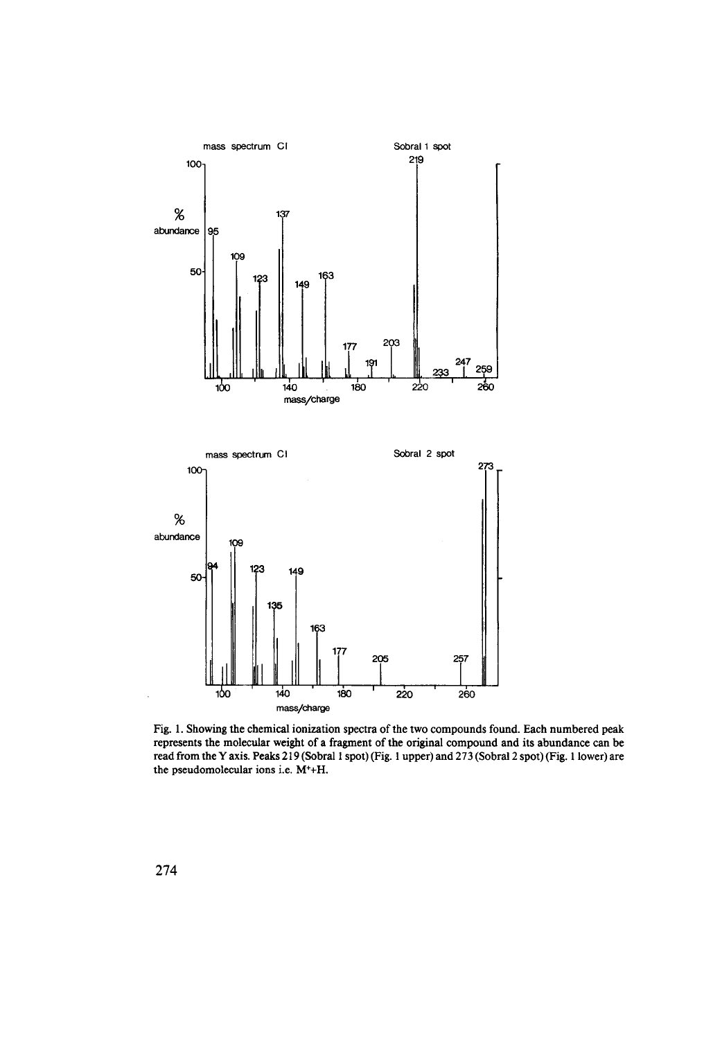Fig. 1. Showing the chemical ionization spectra of the two compounds found. Each numbered peak represents the molecular weight of a fragment of the original compound and its abundance can be read from the Y axis. Peaks 219 (Sobral 1 spot) (Fig. 1 upper) and 273 (Sobral 2 spot) (Fig. 1 lower) are the pseudomolecular ions i.e. $M^{+}+H$.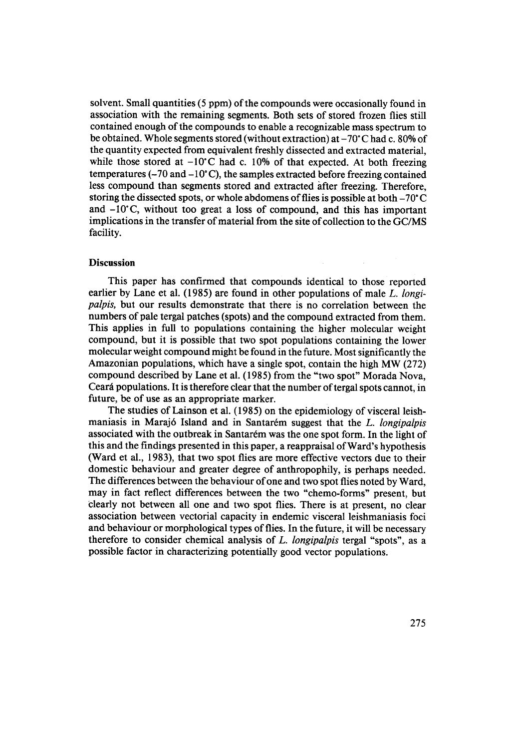solvent. Small quantities (5 ppm) of the compounds were occasionally found in association with the remaining segments. Both sets of stored frozen flies still contained enough of the compounds to enable a recognizable mass spectrum to be obtained. Whole segments stored (without extraction) at −70°C had c. 80% of the quantity expected from equivalent freshly dissected and extracted material, while those stored at −10°C had c. 10% of that expected. At both freezing temperatures (−70 and −10°C), the samples extracted before freezing contained less compound than segments stored and extracted after freezing. Therefore, storing the dissected spots, or whole abdomens of flies is possible at both −70°C and −10°C, without too great a loss of compound, and this has important implications in the transfer of material from the site of collection to the GC/MS facility.

## Discussion

This paper has confirmed that compounds identical to those reported earlier by Lane et al. (1985) are found in other populations of male *L. longipalpis*, but our results demonstrate that there is no correlation between the numbers of pale tergal patches (spots) and the compound extracted from them. This applies in full to populations containing the higher molecular weight compound, but it is possible that two spot populations containing the lower molecular weight compound might be found in the future. Most significantly the Amazonian populations, which have a single spot, contain the high MW (272) compound described by Lane et al. (1985) from the "two spot" Morada Nova, Ceará populations. It is therefore clear that the number of tergal spots cannot, in future, be of use as an appropriate marker.

The studies of Lainson et al. (1985) on the epidemiology of visceral leishmaniasis in Marajó Island and in Santarém suggest that the *L. longipalpis* associated with the outbreak in Santarém was the one spot form. In the light of this and the findings presented in this paper, a reappraisal of Ward's hypothesis (Ward et al., 1983), that two spot flies are more effective vectors due to their domestic behaviour and greater degree of anthropophily, is perhaps needed. The differences between the behaviour of one and two spot flies noted by Ward, may in fact reflect differences between the two "chemo-forms" present, but clearly not between all one and two spot flies. There is at present, no clear association between vectorial capacity in endemic visceral leishmaniasis foci and behaviour or morphological types of flies. In the future, it will be necessary therefore to consider chemical analysis of *L. longipalpis* tergal "spots", as a possible factor in characterizing potentially good vector populations.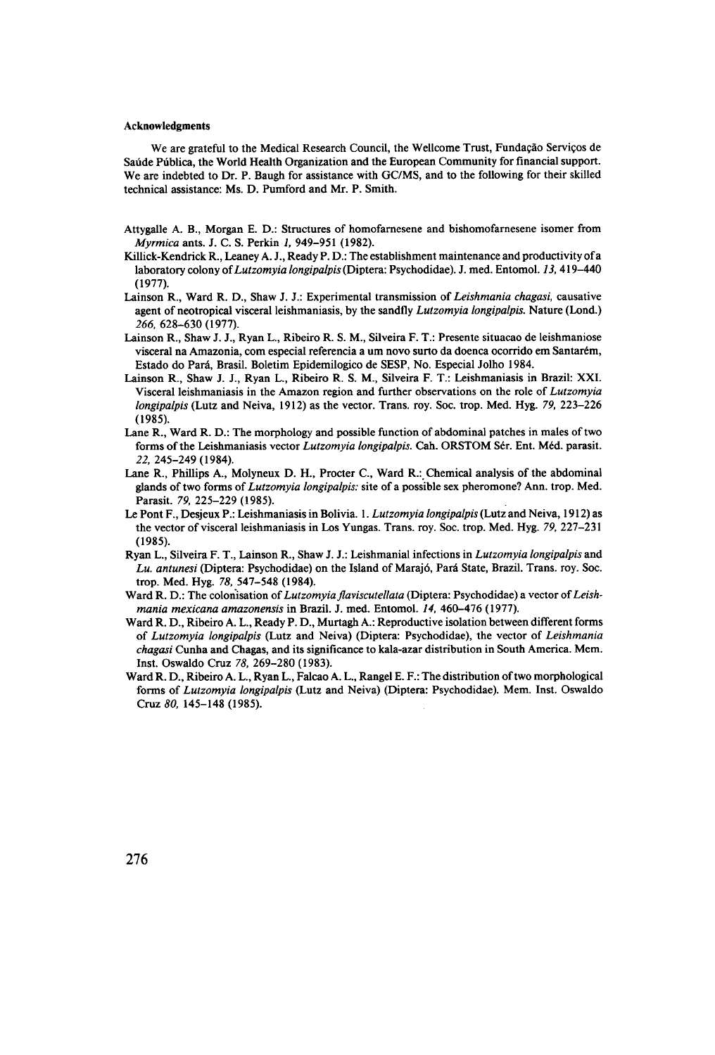### Acknowledgments

We are grateful to the Medical Research Council, the Wellcome Trust, Fundação Serviços de Saúde Pública, the World Health Organization and the European Community for financial support. We are indebted to Dr. P. Baugh for assistance with GC/MS, and to the following for their skilled technical assistance: Ms. D. Pumford and Mr. P. Smith.

Attygalle A. B., Morgan E. D.: Structures of homofarnesene and bishomofarnesene isomer from *Myrmica* ants. J. C. S. Perkin *1*, 949–951 (1982).

Killick-Kendrick R., Leaney A. J., Ready P. D.: The establishment maintenance and productivity of a laboratory colony of *Lutzomyia longipalpis* (Diptera: Psychodidae). J. med. Entomol. *13*, 419–440 (1977).

Lainson R., Ward R. D., Shaw J. J.: Experimental transmission of *Leishmania chagasi*, causative agent of neotropical visceral leishmaniasis, by the sandfly *Lutzomyia longipalpis*. Nature (Lond.) *266*, 628–630 (1977).

Lainson R., Shaw J. J., Ryan L., Ribeiro R. S. M., Silveira F. T.: Presente situacao de leishmaniose visceral na Amazonia, com especial referencia a um novo surto da doenca ocorrido em Santarém, Estado do Pará, Brasil. Boletim Epidemilogico de SESP, No. Especial Jolho 1984.

Lainson R., Shaw J. J., Ryan L., Ribeiro R. S. M., Silveira F. T.: Leishmaniasis in Brazil: XXI. Visceral leishmaniasis in the Amazon region and further observations on the role of *Lutzomyia longipalpis* (Lutz and Neiva, 1912) as the vector. Trans. roy. Soc. trop. Med. Hyg. *79*, 223–226 (1985).

Lane R., Ward R. D.: The morphology and possible function of abdominal patches in males of two forms of the Leishmaniasis vector *Lutzomyia longipalpis*. Cah. ORSTOM Sér. Ent. Méd. parasit. *22*, 245–249 (1984).

Lane R., Phillips A., Molyneux D. H., Procter C., Ward R.: Chemical analysis of the abdominal glands of two forms of *Lutzomyia longipalpis*: site of a possible sex pheromone? Ann. trop. Med. Parasit. *79*, 225–229 (1985).

Le Pont F., Desjeux P.: Leishmaniasis in Bolivia. 1. *Lutzomyia longipalpis* (Lutz and Neiva, 1912) as the vector of visceral leishmaniasis in Los Yungas. Trans. roy. Soc. trop. Med. Hyg. *79*, 227–231 (1985).

Ryan L., Silveira F. T., Lainson R., Shaw J. J.: Leishmanial infections in *Lutzomyia longipalpis* and *Lu. antunesi* (Diptera: Psychodidae) on the Island of Marajó, Pará State, Brazil. Trans. roy. Soc. trop. Med. Hyg. *78*, 547–548 (1984).

Ward R. D.: The colonisation of *Lutzomyia flaviscutellata* (Diptera: Psychodidae) a vector of *Leishmania mexicana amazonensis* in Brazil. J. med. Entomol. *14*, 460–476 (1977).

Ward R. D., Ribeiro A. L., Ready P. D., Murtagh A.: Reproductive isolation between different forms of *Lutzomyia longipalpis* (Lutz and Neiva) (Diptera: Psychodidae), the vector of *Leishmania chagasi* Cunha and Chagas, and its significance to kala-azar distribution in South America. Mem. Inst. Oswaldo Cruz *78*, 269–280 (1983).

Ward R. D., Ribeiro A. L., Ryan L., Falcao A. L., Rangel E. F.: The distribution of two morphological forms of *Lutzomyia longipalpis* (Lutz and Neiva) (Diptera: Psychodidae). Mem. Inst. Oswaldo Cruz *80*, 145–148 (1985).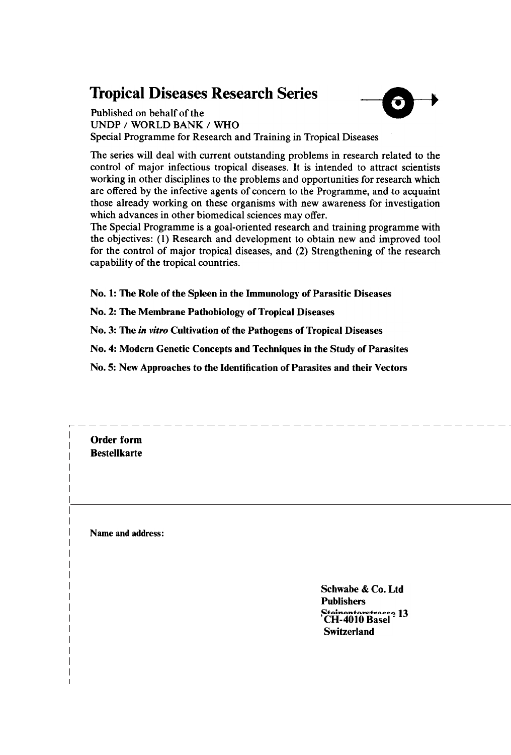# Tropical Diseases Research Series

Published on behalf of the
UNDP / WORLD BANK / WHO
Special Programme for Research and Training in Tropical Diseases

The series will deal with current outstanding problems in research related to the control of major infectious tropical diseases. It is intended to attract scientists working in other disciplines to the problems and opportunities for research which are offered by the infective agents of concern to the Programme, and to acquaint those already working on these organisms with new awareness for investigation which advances in other biomedical sciences may offer.

The Special Programme is a goal-oriented research and training programme with the objectives: (1) Research and development to obtain new and improved tool for the control of major tropical diseases, and (2) Strengthening of the research capability of the tropical countries.

**No. 1: The Role of the Spleen in the Immunology of Parasitic Diseases**

**No. 2: The Membrane Pathobiology of Tropical Diseases**

**No. 3: The *in vitro* Cultivation of the Pathogens of Tropical Diseases**

**No. 4: Modern Genetic Concepts and Techniques in the Study of Parasites**

**No. 5: New Approaches to the Identification of Parasites and their Vectors**

---

**Order form**
**Bestellkarte**

---

**Name and address:**

**Schwabe & Co. Ltd**
**Publishers**
**Steinentorstrasse 13**
**CH-4010 Basel**
**Switzerland**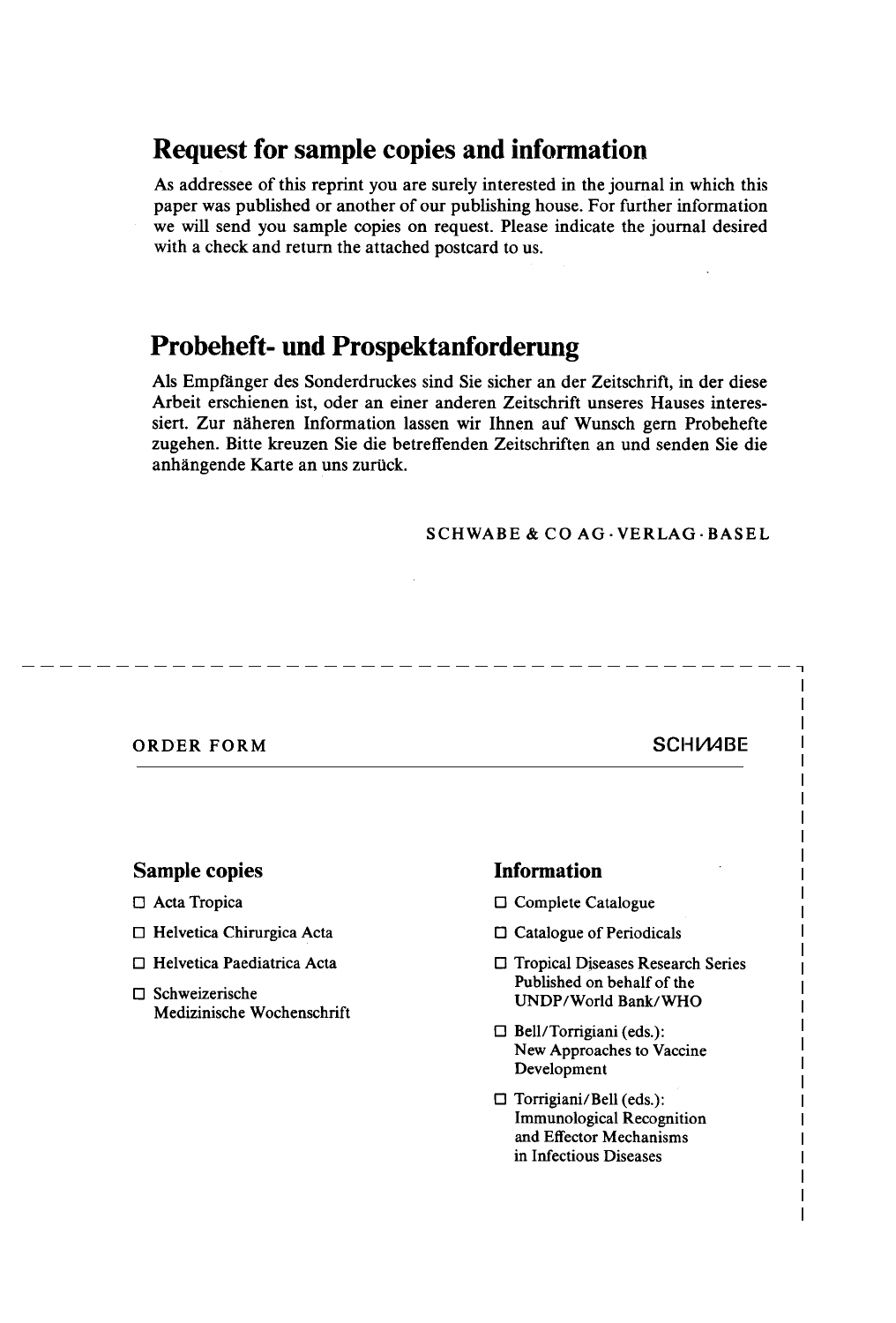## Request for sample copies and information

As addressee of this reprint you are surely interested in the journal in which this paper was published or another of our publishing house. For further information we will send you sample copies on request. Please indicate the journal desired with a check and return the attached postcard to us.

## Probeheft- und Prospektanforderung

Als Empfänger des Sonderdruckes sind Sie sicher an der Zeitschrift, in der diese Arbeit erschienen ist, oder an einer anderen Zeitschrift unseres Hauses interessiert. Zur näheren Information lassen wir Ihnen auf Wunsch gern Probehefte zugehen. Bitte kreuzen Sie die betreffenden Zeitschriften an und senden Sie die anhängende Karte an uns zurück.

SCHWABE & CO AG · VERLAG · BASEL

---

ORDER FORM SCHWABE

### Sample copies

- ☐ Acta Tropica
- ☐ Helvetica Chirurgica Acta
- ☐ Helvetica Paediatrica Acta
- ☐ Schweizerische Medizinische Wochenschrift

### Information

- ☐ Complete Catalogue
- ☐ Catalogue of Periodicals
- ☐ Tropical Diseases Research Series Published on behalf of the UNDP/World Bank/WHO
- ☐ Bell/Torrigiani (eds.): New Approaches to Vaccine Development
- ☐ Torrigiani/Bell (eds.): Immunological Recognition and Effector Mechanisms in Infectious Diseases